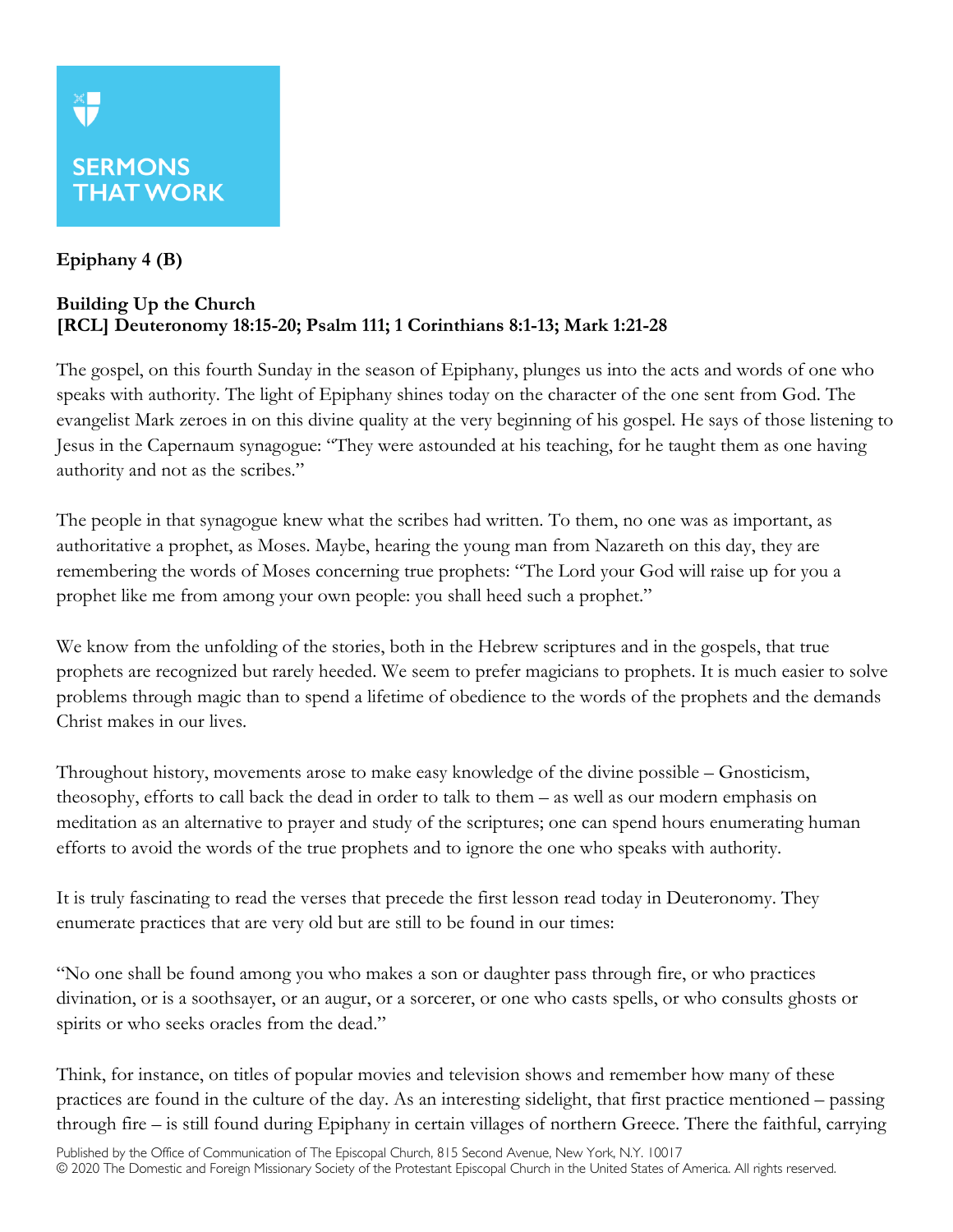SERMONS THAT WORK

**Epiphany 4 (B)**

**Building Up the Church**
**[RCL] Deuteronomy 18:15-20; Psalm 111; 1 Corinthians 8:1-13; Mark 1:21-28**

The gospel, on this fourth Sunday in the season of Epiphany, plunges us into the acts and words of one who speaks with authority. The light of Epiphany shines today on the character of the one sent from God. The evangelist Mark zeroes in on this divine quality at the very beginning of his gospel. He says of those listening to Jesus in the Capernaum synagogue: "They were astounded at his teaching, for he taught them as one having authority and not as the scribes."

The people in that synagogue knew what the scribes had written. To them, no one was as important, as authoritative a prophet, as Moses. Maybe, hearing the young man from Nazareth on this day, they are remembering the words of Moses concerning true prophets: "The Lord your God will raise up for you a prophet like me from among your own people: you shall heed such a prophet."

We know from the unfolding of the stories, both in the Hebrew scriptures and in the gospels, that true prophets are recognized but rarely heeded. We seem to prefer magicians to prophets. It is much easier to solve problems through magic than to spend a lifetime of obedience to the words of the prophets and the demands Christ makes in our lives.

Throughout history, movements arose to make easy knowledge of the divine possible – Gnosticism, theosophy, efforts to call back the dead in order to talk to them – as well as our modern emphasis on meditation as an alternative to prayer and study of the scriptures; one can spend hours enumerating human efforts to avoid the words of the true prophets and to ignore the one who speaks with authority.

It is truly fascinating to read the verses that precede the first lesson read today in Deuteronomy. They enumerate practices that are very old but are still to be found in our times:

"No one shall be found among you who makes a son or daughter pass through fire, or who practices divination, or is a soothsayer, or an augur, or a sorcerer, or one who casts spells, or who consults ghosts or spirits or who seeks oracles from the dead."

Think, for instance, on titles of popular movies and television shows and remember how many of these practices are found in the culture of the day. As an interesting sidelight, that first practice mentioned – passing through fire – is still found during Epiphany in certain villages of northern Greece. There the faithful, carrying

Published by the Office of Communication of The Episcopal Church, 815 Second Avenue, New York, N.Y. 10017
© 2020 The Domestic and Foreign Missionary Society of the Protestant Episcopal Church in the United States of America. All rights reserved.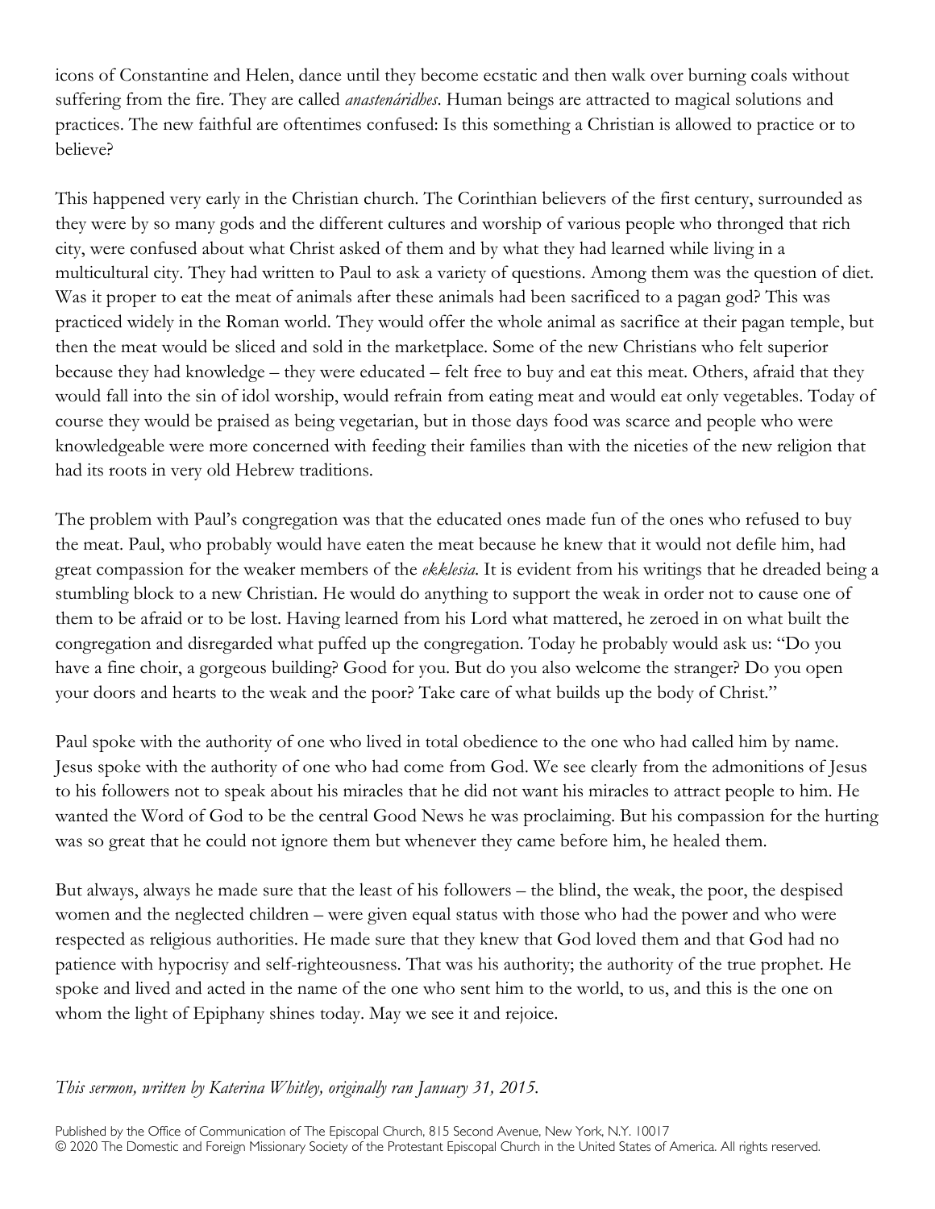icons of Constantine and Helen, dance until they become ecstatic and then walk over burning coals without suffering from the fire. They are called *anastenáridhes*. Human beings are attracted to magical solutions and practices. The new faithful are oftentimes confused: Is this something a Christian is allowed to practice or to believe?

This happened very early in the Christian church. The Corinthian believers of the first century, surrounded as they were by so many gods and the different cultures and worship of various people who thronged that rich city, were confused about what Christ asked of them and by what they had learned while living in a multicultural city. They had written to Paul to ask a variety of questions. Among them was the question of diet. Was it proper to eat the meat of animals after these animals had been sacrificed to a pagan god? This was practiced widely in the Roman world. They would offer the whole animal as sacrifice at their pagan temple, but then the meat would be sliced and sold in the marketplace. Some of the new Christians who felt superior because they had knowledge – they were educated – felt free to buy and eat this meat. Others, afraid that they would fall into the sin of idol worship, would refrain from eating meat and would eat only vegetables. Today of course they would be praised as being vegetarian, but in those days food was scarce and people who were knowledgeable were more concerned with feeding their families than with the niceties of the new religion that had its roots in very old Hebrew traditions.

The problem with Paul's congregation was that the educated ones made fun of the ones who refused to buy the meat. Paul, who probably would have eaten the meat because he knew that it would not defile him, had great compassion for the weaker members of the *ekklesia*. It is evident from his writings that he dreaded being a stumbling block to a new Christian. He would do anything to support the weak in order not to cause one of them to be afraid or to be lost. Having learned from his Lord what mattered, he zeroed in on what built the congregation and disregarded what puffed up the congregation. Today he probably would ask us: "Do you have a fine choir, a gorgeous building? Good for you. But do you also welcome the stranger? Do you open your doors and hearts to the weak and the poor? Take care of what builds up the body of Christ."

Paul spoke with the authority of one who lived in total obedience to the one who had called him by name. Jesus spoke with the authority of one who had come from God. We see clearly from the admonitions of Jesus to his followers not to speak about his miracles that he did not want his miracles to attract people to him. He wanted the Word of God to be the central Good News he was proclaiming. But his compassion for the hurting was so great that he could not ignore them but whenever they came before him, he healed them.

But always, always he made sure that the least of his followers – the blind, the weak, the poor, the despised women and the neglected children – were given equal status with those who had the power and who were respected as religious authorities. He made sure that they knew that God loved them and that God had no patience with hypocrisy and self-righteousness. That was his authority; the authority of the true prophet. He spoke and lived and acted in the name of the one who sent him to the world, to us, and this is the one on whom the light of Epiphany shines today. May we see it and rejoice.

*This sermon, written by Katerina Whitley, originally ran January 31, 2015.*

Published by the Office of Communication of The Episcopal Church, 815 Second Avenue, New York, N.Y. 10017
© 2020 The Domestic and Foreign Missionary Society of the Protestant Episcopal Church in the United States of America. All rights reserved.